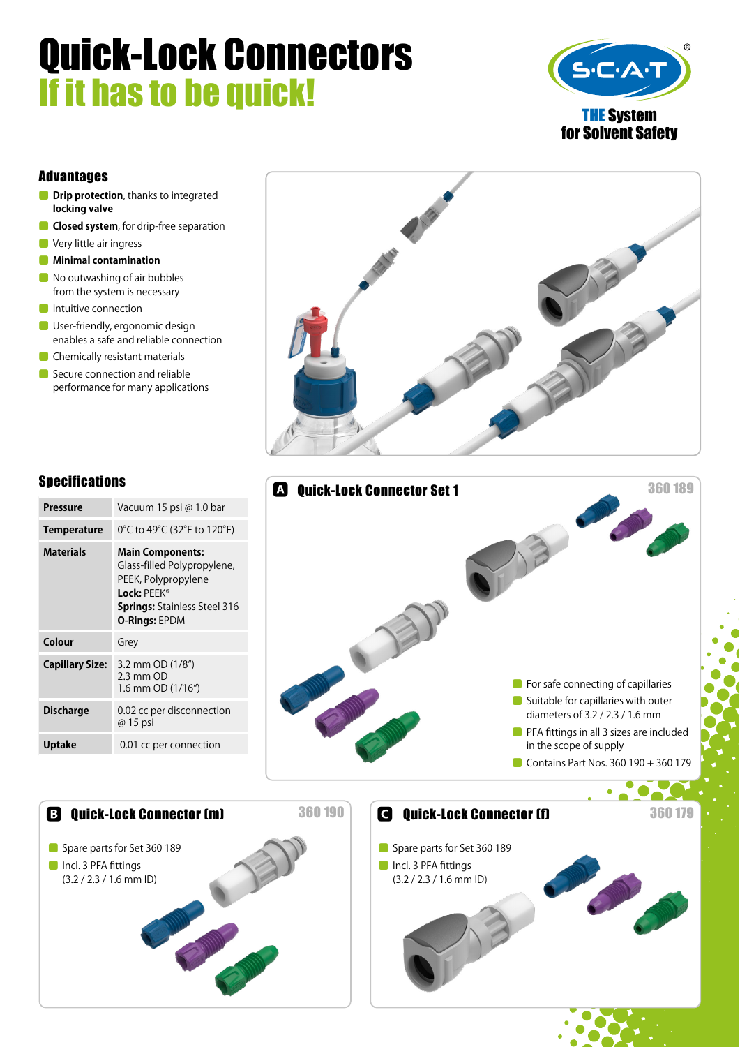# Quick-Lock Connectors

## If it has to be quick!

S·C·A·T®

**THE System for Solvent Safety**

### Advantages

- **Drip protection**, thanks to integrated **locking valve**
- **Closed system**, for drip-free separation
- Very little air ingress
- **Minimal contamination**
- No outwashing of air bubbles from the system is necessary
- Intuitive connection
- User-friendly, ergonomic design enables a safe and reliable connection
- Chemically resistant materials
- Secure connection and reliable performance for many applications

### Specifications

| | |
|---|---|
| **Pressure** | Vacuum 15 psi @ 1.0 bar |
| **Temperature** | 0°C to 49°C (32°F to 120°F) |
| **Materials** | **Main Components:** Glass-filled Polypropylene, PEEK, Polypropylene<br>**Lock:** PEEK®<br>**Springs:** Stainless Steel 316<br>**O-Rings:** EPDM |
| **Colour** | Grey |
| **Capillary Size:** | 3.2 mm OD (1/8")<br>2.3 mm OD<br>1.6 mm OD (1/16") |
| **Discharge** | 0.02 cc per disconnection @ 15 psi |
| **Uptake** | 0.01 cc per connection |

### A Quick-Lock Connector Set 1 — 360 189

- For safe connecting of capillaries
- Suitable for capillaries with outer diameters of 3.2 / 2.3 / 1.6 mm
- PFA fittings in all 3 sizes are included in the scope of supply
- Contains Part Nos. 360 190 + 360 179

### B Quick-Lock Connector (m) — 360 190

- Spare parts for Set 360 189
- Incl. 3 PFA fittings (3.2 / 2.3 / 1.6 mm ID)

### C Quick-Lock Connector (f) — 360 179

- Spare parts for Set 360 189
- Incl. 3 PFA fittings (3.2 / 2.3 / 1.6 mm ID)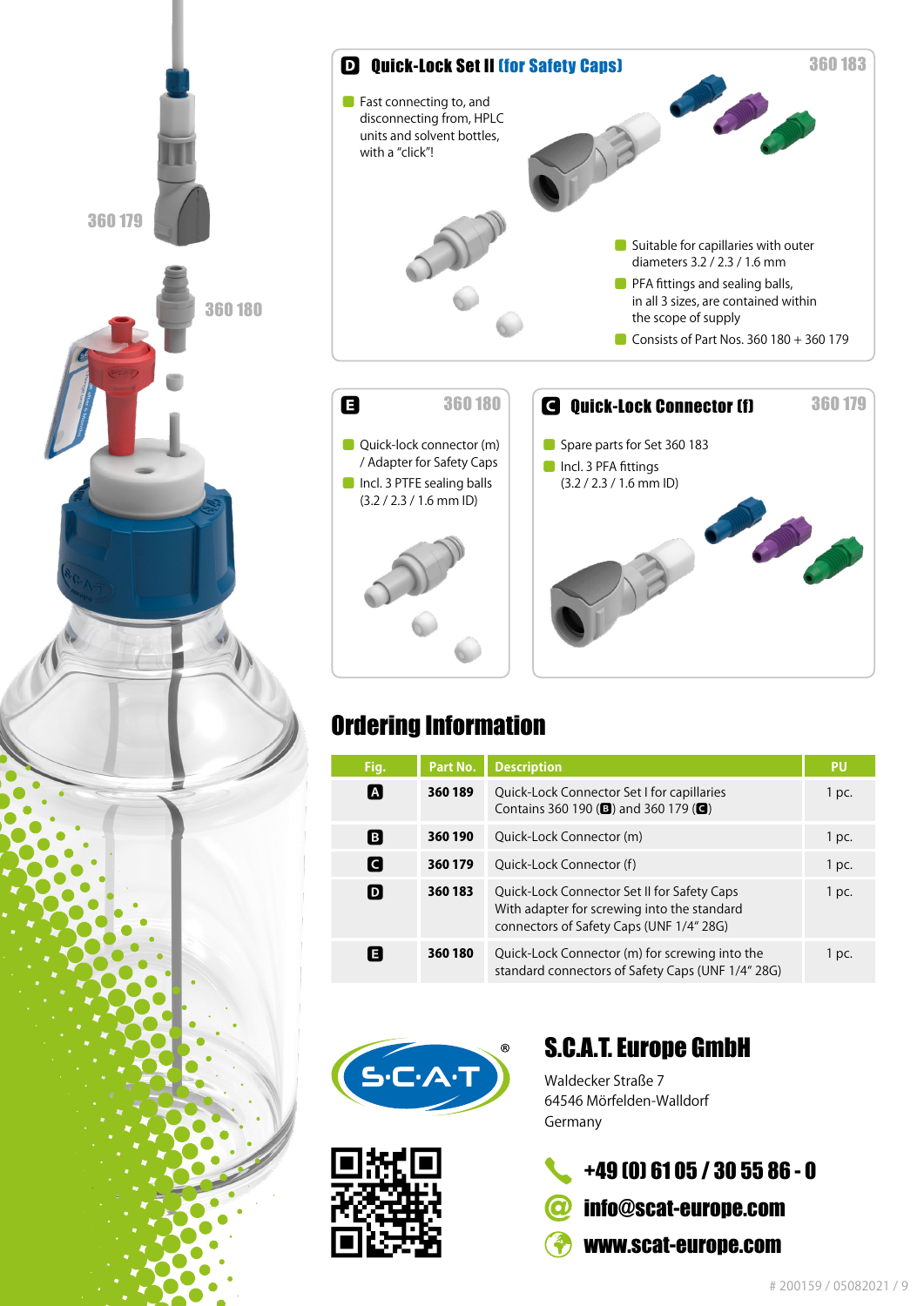360 179

360 180

## D Quick-Lock Set II (for Safety Caps)

360 183

- Fast connecting to, and disconnecting from, HPLC units and solvent bottles, with a "click"!
- Suitable for capillaries with outer diameters 3.2 / 2.3 / 1.6 mm
- PFA fittings and sealing balls, in all 3 sizes, are contained within the scope of supply
- Consists of Part Nos. 360 180 + 360 179

## E

360 180

- Quick-lock connector (m) / Adapter for Safety Caps
- Incl. 3 PTFE sealing balls (3.2 / 2.3 / 1.6 mm ID)

## C Quick-Lock Connector (f)

360 179

- Spare parts for Set 360 183
- Incl. 3 PFA fittings (3.2 / 2.3 / 1.6 mm ID)

# Ordering Information

| Fig. | Part No. | Description | PU |
|---|---|---|---|
| A | 360 189 | Quick-Lock Connector Set I for capillaries<br>Contains 360 190 (B) and 360 179 (C) | 1 pc. |
| B | 360 190 | Quick-Lock Connector (m) | 1 pc. |
| C | 360 179 | Quick-Lock Connector (f) | 1 pc. |
| D | 360 183 | Quick-Lock Connector Set II for Safety Caps<br>With adapter for screwing into the standard connectors of Safety Caps (UNF 1/4" 28G) | 1 pc. |
| E | 360 180 | Quick-Lock Connector (m) for screwing into the standard connectors of Safety Caps (UNF 1/4" 28G) | 1 pc. |

S·C·A·T®

## S.C.A.T. Europe GmbH

Waldecker Straße 7
64546 Mörfelden-Walldorf
Germany

+49 (0) 61 05 / 30 55 86 - 0

info@scat-europe.com

www.scat-europe.com

# 200159 / 05082021 / 9